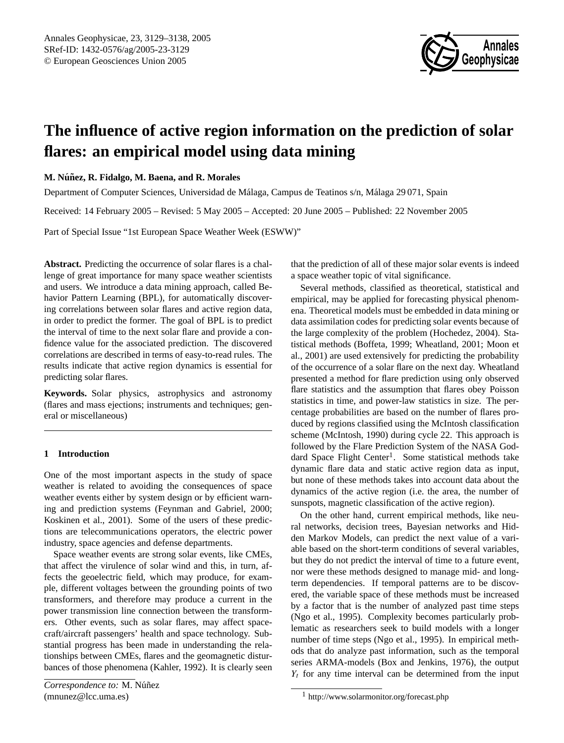# The influence of active region information on the prediction of solar flares: an empirical model using data mining

**M. Núñez, R. Fidalgo, M. Baena, and R. Morales**

Department of Computer Sciences, Universidad de Málaga, Campus de Teatinos s/n, Málaga 29 071, Spain

Received: 14 February 2005 – Revised: 5 May 2005 – Accepted: 20 June 2005 – Published: 22 November 2005

Part of Special Issue "1st European Space Weather Week (ESWW)"

**Abstract.** Predicting the occurrence of solar flares is a challenge of great importance for many space weather scientists and users. We introduce a data mining approach, called Behavior Pattern Learning (BPL), for automatically discovering correlations between solar flares and active region data, in order to predict the former. The goal of BPL is to predict the interval of time to the next solar flare and provide a confidence value for the associated prediction. The discovered correlations are described in terms of easy-to-read rules. The results indicate that active region dynamics is essential for predicting solar flares.

**Keywords.** Solar physics, astrophysics and astronomy (flares and mass ejections; instruments and techniques; general or miscellaneous)

## 1 Introduction

One of the most important aspects in the study of space weather is related to avoiding the consequences of space weather events either by system design or by efficient warning and prediction systems (Feynman and Gabriel, 2000; Koskinen et al., 2001). Some of the users of these predictions are telecommunications operators, the electric power industry, space agencies and defense departments.

Space weather events are strong solar events, like CMEs, that affect the virulence of solar wind and this, in turn, affects the geoelectric field, which may produce, for example, different voltages between the grounding points of two transformers, and therefore may produce a current in the power transmission line connection between the transformers. Other events, such as solar flares, may affect spacecraft/aircraft passengers' health and space technology. Substantial progress has been made in understanding the relationships between CMEs, flares and the geomagnetic disturbances of those phenomena (Kahler, 1992). It is clearly seen that the prediction of all of these major solar events is indeed a space weather topic of vital significance.

Several methods, classified as theoretical, statistical and empirical, may be applied for forecasting physical phenomena. Theoretical models must be embedded in data mining or data assimilation codes for predicting solar events because of the large complexity of the problem (Hochedez, 2004). Statistical methods (Boffeta, 1999; Wheatland, 2001; Moon et al., 2001) are used extensively for predicting the probability of the occurrence of a solar flare on the next day. Wheatland presented a method for flare prediction using only observed flare statistics and the assumption that flares obey Poisson statistics in time, and power-law statistics in size. The percentage probabilities are based on the number of flares produced by regions classified using the McIntosh classification scheme (McIntosh, 1990) during cycle 22. This approach is followed by the Flare Prediction System of the NASA Goddard Space Flight Center[1]. Some statistical methods take dynamic flare data and static active region data as input, but none of these methods takes into account data about the dynamics of the active region (i.e. the area, the number of sunspots, magnetic classification of the active region).

On the other hand, current empirical methods, like neural networks, decision trees, Bayesian networks and Hidden Markov Models, can predict the next value of a variable based on the short-term conditions of several variables, but they do not predict the interval of time to a future event, nor were these methods designed to manage mid- and long-term dependencies. If temporal patterns are to be discovered, the variable space of these methods must be increased by a factor that is the number of analyzed past time steps (Ngo et al., 1995). Complexity becomes particularly problematic as researchers seek to build models with a longer number of time steps (Ngo et al., 1995). In empirical methods that do analyze past information, such as the temporal series ARMA-models (Box and Jenkins, 1976), the output $Y_t$ for any time interval can be determined from the input

*Correspondence to:* M. Núñez
(mnunez@lcc.uma.es)

[1] http://www.solarmonitor.org/forecast.php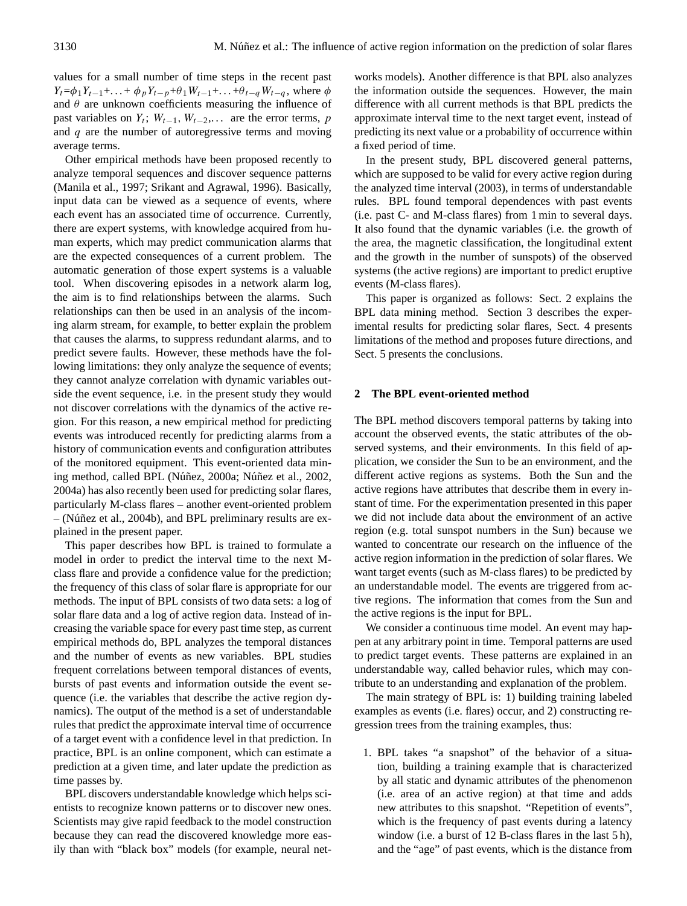values for a small number of time steps in the recent past $Y_t = \phi_1 Y_{t-1} + \ldots + \phi_p Y_{t-p} + \theta_1 W_{t-1} + \ldots + \theta_{t-q} W_{t-q}$, where $\phi$ and $\theta$ are unknown coefficients measuring the influence of past variables on $Y_t$; $W_{t-1}$, $W_{t-2}$,... are the error terms, $p$ and $q$ are the number of autoregressive terms and moving average terms.

Other empirical methods have been proposed recently to analyze temporal sequences and discover sequence patterns (Manila et al., 1997; Srikant and Agrawal, 1996). Basically, input data can be viewed as a sequence of events, where each event has an associated time of occurrence. Currently, there are expert systems, with knowledge acquired from human experts, which may predict communication alarms that are the expected consequences of a current problem. The automatic generation of those expert systems is a valuable tool. When discovering episodes in a network alarm log, the aim is to find relationships between the alarms. Such relationships can then be used in an analysis of the incoming alarm stream, for example, to better explain the problem that causes the alarms, to suppress redundant alarms, and to predict severe faults. However, these methods have the following limitations: they only analyze the sequence of events; they cannot analyze correlation with dynamic variables outside the event sequence, i.e. in the present study they would not discover correlations with the dynamics of the active region. For this reason, a new empirical method for predicting events was introduced recently for predicting alarms from a history of communication events and configuration attributes of the monitored equipment. This event-oriented data mining method, called BPL (Núñez, 2000a; Núñez et al., 2002, 2004a) has also recently been used for predicting solar flares, particularly M-class flares – another event-oriented problem – (Núñez et al., 2004b), and BPL preliminary results are explained in the present paper.

This paper describes how BPL is trained to formulate a model in order to predict the interval time to the next M-class flare and provide a confidence value for the prediction; the frequency of this class of solar flare is appropriate for our methods. The input of BPL consists of two data sets: a log of solar flare data and a log of active region data. Instead of increasing the variable space for every past time step, as current empirical methods do, BPL analyzes the temporal distances and the number of events as new variables. BPL studies frequent correlations between temporal distances of events, bursts of past events and information outside the event sequence (i.e. the variables that describe the active region dynamics). The output of the method is a set of understandable rules that predict the approximate interval time of occurrence of a target event with a confidence level in that prediction. In practice, BPL is an online component, which can estimate a prediction at a given time, and later update the prediction as time passes by.

BPL discovers understandable knowledge which helps scientists to recognize known patterns or to discover new ones. Scientists may give rapid feedback to the model construction because they can read the discovered knowledge more easily than with "black box" models (for example, neural networks models). Another difference is that BPL also analyzes the information outside the sequences. However, the main difference with all current methods is that BPL predicts the approximate interval time to the next target event, instead of predicting its next value or a probability of occurrence within a fixed period of time.

In the present study, BPL discovered general patterns, which are supposed to be valid for every active region during the analyzed time interval (2003), in terms of understandable rules. BPL found temporal dependences with past events (i.e. past C- and M-class flares) from 1 min to several days. It also found that the dynamic variables (i.e. the growth of the area, the magnetic classification, the longitudinal extent and the growth in the number of sunspots) of the observed systems (the active regions) are important to predict eruptive events (M-class flares).

This paper is organized as follows: Sect. 2 explains the BPL data mining method. Section 3 describes the experimental results for predicting solar flares, Sect. 4 presents limitations of the method and proposes future directions, and Sect. 5 presents the conclusions.

## 2 The BPL event-oriented method

The BPL method discovers temporal patterns by taking into account the observed events, the static attributes of the observed systems, and their environments. In this field of application, we consider the Sun to be an environment, and the different active regions as systems. Both the Sun and the active regions have attributes that describe them in every instant of time. For the experimentation presented in this paper we did not include data about the environment of an active region (e.g. total sunspot numbers in the Sun) because we wanted to concentrate our research on the influence of the active region information in the prediction of solar flares. We want target events (such as M-class flares) to be predicted by an understandable model. The events are triggered from active regions. The information that comes from the Sun and the active regions is the input for BPL.

We consider a continuous time model. An event may happen at any arbitrary point in time. Temporal patterns are used to predict target events. These patterns are explained in an understandable way, called behavior rules, which may contribute to an understanding and explanation of the problem.

The main strategy of BPL is: 1) building training labeled examples as events (i.e. flares) occur, and 2) constructing regression trees from the training examples, thus:

1. BPL takes "a snapshot" of the behavior of a situation, building a training example that is characterized by all static and dynamic attributes of the phenomenon (i.e. area of an active region) at that time and adds new attributes to this snapshot. "Repetition of events", which is the frequency of past events during a latency window (i.e. a burst of 12 B-class flares in the last 5 h), and the "age" of past events, which is the distance from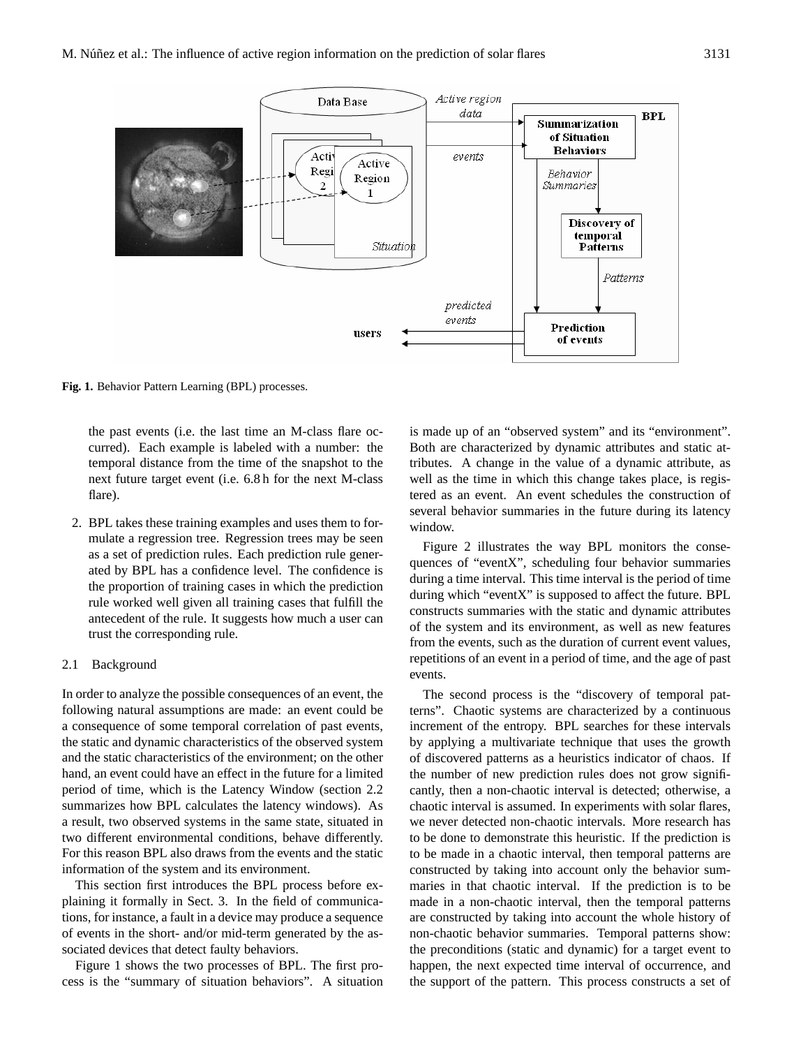**Fig. 1.** Behavior Pattern Learning (BPL) processes.

the past events (i.e. the last time an M-class flare occurred). Each example is labeled with a number: the temporal distance from the time of the snapshot to the next future target event (i.e. 6.8 h for the next M-class flare).

2. BPL takes these training examples and uses them to formulate a regression tree. Regression trees may be seen as a set of prediction rules. Each prediction rule generated by BPL has a confidence level. The confidence is the proportion of training cases in which the prediction rule worked well given all training cases that fulfill the antecedent of the rule. It suggests how much a user can trust the corresponding rule.

### 2.1 Background

In order to analyze the possible consequences of an event, the following natural assumptions are made: an event could be a consequence of some temporal correlation of past events, the static and dynamic characteristics of the observed system and the static characteristics of the environment; on the other hand, an event could have an effect in the future for a limited period of time, which is the Latency Window (section 2.2 summarizes how BPL calculates the latency windows). As a result, two observed systems in the same state, situated in two different environmental conditions, behave differently. For this reason BPL also draws from the events and the static information of the system and its environment.

This section first introduces the BPL process before explaining it formally in Sect. 3. In the field of communications, for instance, a fault in a device may produce a sequence of events in the short- and/or mid-term generated by the associated devices that detect faulty behaviors.

Figure 1 shows the two processes of BPL. The first process is the "summary of situation behaviors". A situation is made up of an "observed system" and its "environment". Both are characterized by dynamic attributes and static attributes. A change in the value of a dynamic attribute, as well as the time in which this change takes place, is registered as an event. An event schedules the construction of several behavior summaries in the future during its latency window.

Figure 2 illustrates the way BPL monitors the consequences of "eventX", scheduling four behavior summaries during a time interval. This time interval is the period of time during which "eventX" is supposed to affect the future. BPL constructs summaries with the static and dynamic attributes of the system and its environment, as well as new features from the events, such as the duration of current event values, repetitions of an event in a period of time, and the age of past events.

The second process is the "discovery of temporal patterns". Chaotic systems are characterized by a continuous increment of the entropy. BPL searches for these intervals by applying a multivariate technique that uses the growth of discovered patterns as a heuristics indicator of chaos. If the number of new prediction rules does not grow significantly, then a non-chaotic interval is detected; otherwise, a chaotic interval is assumed. In experiments with solar flares, we never detected non-chaotic intervals. More research has to be done to demonstrate this heuristic. If the prediction is to be made in a chaotic interval, then temporal patterns are constructed by taking into account only the behavior summaries in that chaotic interval. If the prediction is to be made in a non-chaotic interval, then the temporal patterns are constructed by taking into account the whole history of non-chaotic behavior summaries. Temporal patterns show: the preconditions (static and dynamic) for a target event to happen, the next expected time interval of occurrence, and the support of the pattern. This process constructs a set of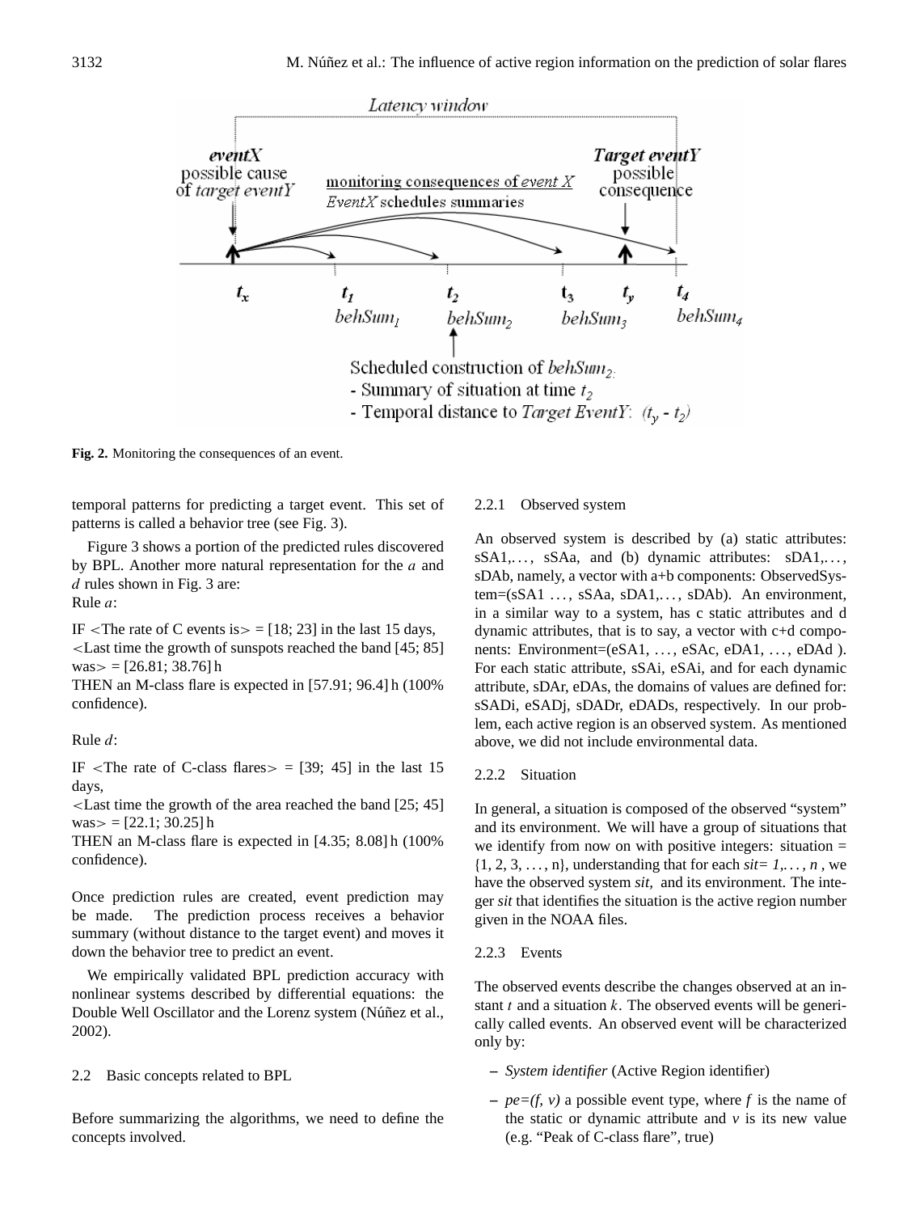Fig. 2. Monitoring the consequences of an event.

temporal patterns for predicting a target event. This set of patterns is called a behavior tree (see Fig. 3).

Figure 3 shows a portion of the predicted rules discovered by BPL. Another more natural representation for the *a* and *d* rules shown in Fig. 3 are:
Rule *a*:

IF <The rate of C events is> = [18; 23] in the last 15 days,
<Last time the growth of sunspots reached the band [45; 85] was> = [26.81; 38.76] h
THEN an M-class flare is expected in [57.91; 96.4] h (100% confidence).

Rule *d*:

IF <The rate of C-class flares> = [39; 45] in the last 15 days,
<Last time the growth of the area reached the band [25; 45] was> = [22.1; 30.25] h
THEN an M-class flare is expected in [4.35; 8.08] h (100% confidence).

Once prediction rules are created, event prediction may be made. The prediction process receives a behavior summary (without distance to the target event) and moves it down the behavior tree to predict an event.

We empirically validated BPL prediction accuracy with nonlinear systems described by differential equations: the Double Well Oscillator and the Lorenz system (Núñez et al., 2002).

## 2.2 Basic concepts related to BPL

Before summarizing the algorithms, we need to define the concepts involved.

### 2.2.1 Observed system

An observed system is described by (a) static attributes: sSA1,..., sSAa, and (b) dynamic attributes: sDA1,..., sDAb, namely, a vector with a+b components: ObservedSystem=(sSA1 ..., sSAa, sDA1,..., sDAb). An environment, in a similar way to a system, has c static attributes and d dynamic attributes, that is to say, a vector with c+d components: Environment=(eSA1, ..., eSAc, eDA1, ..., eDAd ). For each static attribute, sSAi, eSAi, and for each dynamic attribute, sDAr, eDAs, the domains of values are defined for: sSADi, eSADj, sDADr, eDADs, respectively. In our problem, each active region is an observed system. As mentioned above, we did not include environmental data.

### 2.2.2 Situation

In general, a situation is composed of the observed "system" and its environment. We will have a group of situations that we identify from now on with positive integers: situation = {1, 2, 3, ..., n}, understanding that for each *sit= 1,..., n* , we have the observed system *sit,* and its environment. The integer *sit* that identifies the situation is the active region number given in the NOAA files.

### 2.2.3 Events

The observed events describe the changes observed at an instant $t$ and a situation $k$. The observed events will be generically called events. An observed event will be characterized only by:

- *System identifier* (Active Region identifier)
- *pe=(f, v)* a possible event type, where $f$ is the name of the static or dynamic attribute and $v$ is its new value (e.g. "Peak of C-class flare", true)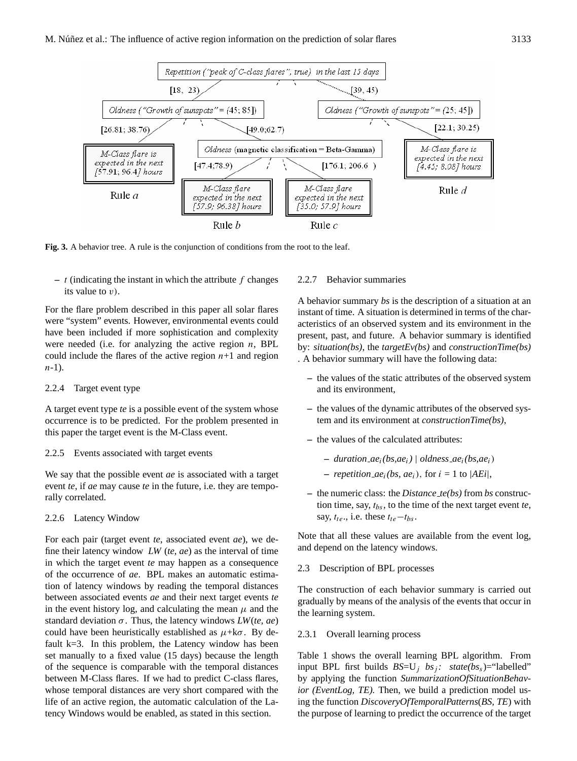Fig. 3. A behavior tree. A rule is the conjunction of conditions from the root to the leaf.

– $t$ (indicating the instant in which the attribute $f$ changes its value to $v$).

For the flare problem described in this paper all solar flares were "system" events. However, environmental events could have been included if more sophistication and complexity were needed (i.e. for analyzing the active region $n$, BPL could include the flares of the active region $n$+1 and region $n$-1).

#### 2.2.4 Target event type

A target event type *te* is a possible event of the system whose occurrence is to be predicted. For the problem presented in this paper the target event is the M-Class event.

#### 2.2.5 Events associated with target events

We say that the possible event *ae* is associated with a target event *te*, if *ae* may cause *te* in the future, i.e. they are temporally correlated.

#### 2.2.6 Latency Window

For each pair (target event *te*, associated event *ae*), we define their latency window *LW* (*te*, *ae*) as the interval of time in which the target event *te* may happen as a consequence of the occurrence of *ae*. BPL makes an automatic estimation of latency windows by reading the temporal distances between associated events *ae* and their next target events *te* in the event history log, and calculating the mean $\mu$ and the standard deviation $\sigma$. Thus, the latency windows *LW*(*te*, *ae*) could have been heuristically established as $\mu$+k$\sigma$. By default k=3. In this problem, the Latency window has been set manually to a fixed value (15 days) because the length of the sequence is comparable with the temporal distances between M-Class flares. If we had to predict C-class flares, whose temporal distances are very short compared with the life of an active region, the automatic calculation of the Latency Windows would be enabled, as stated in this section.

#### 2.2.7 Behavior summaries

A behavior summary *bs* is the description of a situation at an instant of time. A situation is determined in terms of the characteristics of an observed system and its environment in the present, past, and future. A behavior summary is identified by: *situation(bs)*, the *targetEv(bs)* and *constructionTime(bs)*. A behavior summary will have the following data:

– the values of the static attributes of the observed system and its environment,

– the values of the dynamic attributes of the observed system and its environment at *constructionTime(bs)*,

– the values of the calculated attributes:

  – *duration_ae$_i$(bs,ae$_i$)* | *oldness_ae$_i$(bs,ae$_i$)*

  – *repetition_ae$_i$(bs, ae$_i$)*, for $i$ = 1 to |*AEi*|,

– the numeric class: the *Distance_te(bs)* from *bs* construction time, say, $t_{bs}$, to the time of the next target event *te*, say, $t_{te}$., i.e. these $t_{te}-t_{bs}$.

Note that all these values are available from the event log, and depend on the latency windows.

### 2.3 Description of BPL processes

The construction of each behavior summary is carried out gradually by means of the analysis of the events that occur in the learning system.

#### 2.3.1 Overall learning process

Table 1 shows the overall learning BPL algorithm. From input BPL first builds $BS=\cup_j\ bs_j$: *state*($bs_s$)="labelled" by applying the function *SummarizationOfSituationBehavior (EventLog, TE)*. Then, we build a prediction model using the function *DiscoveryOfTemporalPatterns*(*BS, TE*) with the purpose of learning to predict the occurrence of the target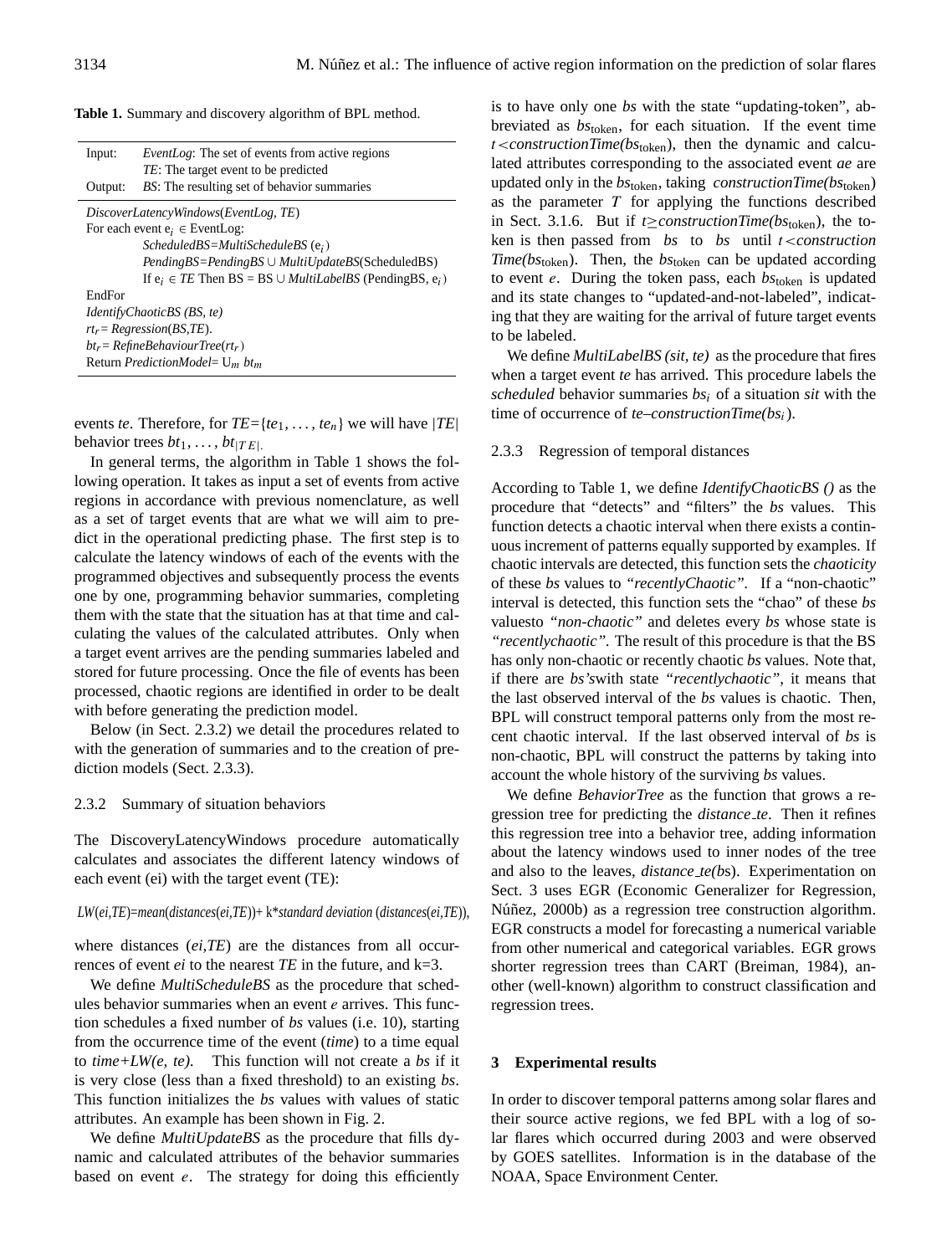**Table 1.** Summary and discovery algorithm of BPL method.

| | |
|---|---|
| Input: | *EventLog*: The set of events from active regions |
| | *TE*: The target event to be predicted |
| Output: | *BS*: The resulting set of behavior summaries |
| *DiscoverLatencyWindows(EventLog, TE)* | |
| For each event $e_i \in$ EventLog: | |
| | *ScheduledBS=MultiScheduleBS* ($e_i$) |
| | *PendingBS=PendingBS* $\cup$ *MultiUpdateBS*(ScheduledBS) |
| | If $e_i \in$ *TE* Then BS = BS $\cup$ *MultiLabelBS* (PendingBS, $e_i$) |
| EndFor | |
| *IdentifyChaoticBS (BS, te)* | |
| $rt_r$ = *Regression*(*BS*,*TE*). | |
| $bt_r$ = *RefineBehaviourTree*($rt_r$) | |
| Return *PredictionModel*= $\cup_m\ bt_m$ | |

events *te*. Therefore, for $TE=\{te_1, \ldots, te_n\}$ we will have $|TE|$ behavior trees $bt_1, \ldots, bt_{|TE|}$.

In general terms, the algorithm in Table 1 shows the following operation. It takes as input a set of events from active regions in accordance with previous nomenclature, as well as a set of target events that are what we will aim to predict in the operational predicting phase. The first step is to calculate the latency windows of each of the events with the programmed objectives and subsequently process the events one by one, programming behavior summaries, completing them with the state that the situation has at that time and calculating the values of the calculated attributes. Only when a target event arrives are the pending summaries labeled and stored for future processing. Once the file of events has been processed, chaotic regions are identified in order to be dealt with before generating the prediction model.

Below (in Sect. 2.3.2) we detail the procedures related to with the generation of summaries and to the creation of prediction models (Sect. 2.3.3).

### 2.3.2 Summary of situation behaviors

The DiscoveryLatencyWindows procedure automatically calculates and associates the different latency windows of each event (ei) with the target event (TE):

$$LW(ei,TE)=mean(distances(ei,TE))+k*standard\ deviation\ (distances(ei,TE)),$$

where distances (*ei,TE*) are the distances from all occurrences of event *ei* to the nearest *TE* in the future, and k=3.

We define *MultiScheduleBS* as the procedure that schedules behavior summaries when an event *e* arrives. This function schedules a fixed number of *bs* values (i.e. 10), starting from the occurrence time of the event (*time*) to a time equal to *time+LW(e, te)*. This function will not create a *bs* if it is very close (less than a fixed threshold) to an existing *bs*. This function initializes the *bs* values with values of static attributes. An example has been shown in Fig. 2.

We define *MultiUpdateBS* as the procedure that fills dynamic and calculated attributes of the behavior summaries based on event *e*. The strategy for doing this efficiently is to have only one *bs* with the state "updating-token", abbreviated as $bs_{\text{token}}$, for each situation. If the event time $t<constructionTime(bs_{\text{token}})$, then the dynamic and calculated attributes corresponding to the associated event *ae* are updated only in the $bs_{\text{token}}$, taking $constructionTime(bs_{\text{token}})$ as the parameter $T$ for applying the functions described in Sect. 3.1.6. But if $t \geq constructionTime(bs_{\text{token}})$, the token is then passed from *bs* to *bs* until $t<construction$ $Time(bs_{\text{token}})$. Then, the $bs_{\text{token}}$ can be updated according to event $e$. During the token pass, each $bs_{\text{token}}$ is updated and its state changes to "updated-and-not-labeled", indicating that they are waiting for the arrival of future target events to be labeled.

We define *MultiLabelBS (sit, te)* as the procedure that fires when a target event *te* has arrived. This procedure labels the *scheduled* behavior summaries $bs_i$ of a situation *sit* with the time of occurrence of $te$–$constructionTime(bs_i)$.

### 2.3.3 Regression of temporal distances

According to Table 1, we define *IdentifyChaoticBS ()* as the procedure that "detects" and "filters" the *bs* values. This function detects a chaotic interval when there exists a continuous increment of patterns equally supported by examples. If chaotic intervals are detected, this function sets the *chaoticity* of these *bs* values to *"recentlyChaotic"*. If a "non-chaotic" interval is detected, this function sets the "chao" of these *bs* valuesto *"non-chaotic"* and deletes every *bs* whose state is *"recentlychaotic"*. The result of this procedure is that the BS has only non-chaotic or recently chaotic *bs* values. Note that, if there are *bs'*swith state *"recentlychaotic"*, it means that the last observed interval of the *bs* values is chaotic. Then, BPL will construct temporal patterns only from the most recent chaotic interval. If the last observed interval of *bs* is non-chaotic, BPL will construct the patterns by taking into account the whole history of the surviving *bs* values.

We define *BehaviorTree* as the function that grows a regression tree for predicting the *distance_te*. Then it refines this regression tree into a behavior tree, adding information about the latency windows used to inner nodes of the tree and also to the leaves, *distance_te(b*s). Experimentation on Sect. 3 uses EGR (Economic Generalizer for Regression, Núñez, 2000b) as a regression tree construction algorithm. EGR constructs a model for forecasting a numerical variable from other numerical and categorical variables. EGR grows shorter regression trees than CART (Breiman, 1984), another (well-known) algorithm to construct classification and regression trees.

## 3 Experimental results

In order to discover temporal patterns among solar flares and their source active regions, we fed BPL with a log of solar flares which occurred during 2003 and were observed by GOES satellites. Information is in the database of the NOAA, Space Environment Center.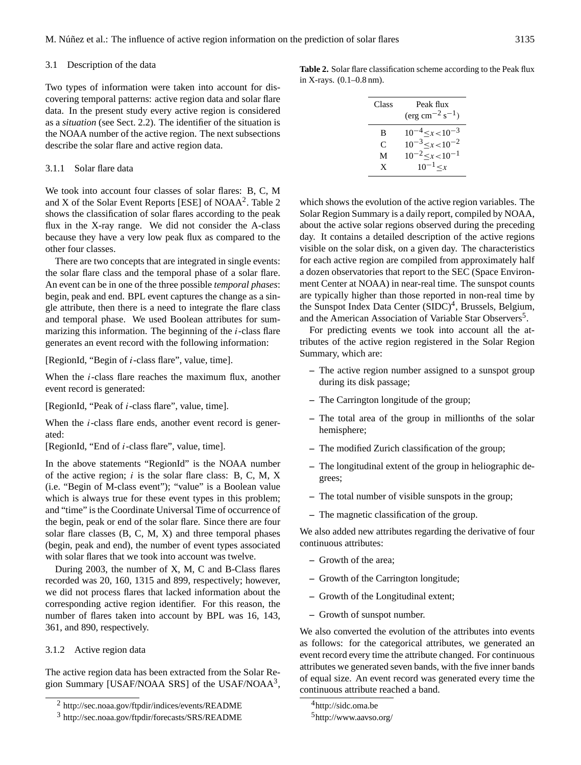### 3.1 Description of the data

Two types of information were taken into account for discovering temporal patterns: active region data and solar flare data. In the present study every active region is considered as a *situation* (see Sect. 2.2). The identifier of the situation is the NOAA number of the active region. The next subsections describe the solar flare and active region data.

#### 3.1.1 Solar flare data

We took into account four classes of solar flares: B, C, M and X of the Solar Event Reports [ESE] of NOAA[2]. Table 2 shows the classification of solar flares according to the peak flux in the X-ray range. We did not consider the A-class because they have a very low peak flux as compared to the other four classes.

There are two concepts that are integrated in single events: the solar flare class and the temporal phase of a solar flare. An event can be in one of the three possible *temporal phases*: begin, peak and end. BPL event captures the change as a single attribute, then there is a need to integrate the flare class and temporal phase. We used Boolean attributes for summarizing this information. The beginning of the $i$-class flare generates an event record with the following information:

[RegionId, "Begin of $i$-class flare", value, time].

When the $i$-class flare reaches the maximum flux, another event record is generated:

[RegionId, "Peak of $i$-class flare", value, time].

When the $i$-class flare ends, another event record is generated:

[RegionId, "End of $i$-class flare", value, time].

In the above statements "RegionId" is the NOAA number of the active region; $i$ is the solar flare class: B, C, M, X (i.e. "Begin of M-class event"); "value" is a Boolean value which is always true for these event types in this problem; and "time" is the Coordinate Universal Time of occurrence of the begin, peak or end of the solar flare. Since there are four solar flare classes (B, C, M, X) and three temporal phases (begin, peak and end), the number of event types associated with solar flares that we took into account was twelve.

During 2003, the number of X, M, C and B-Class flares recorded was 20, 160, 1315 and 899, respectively; however, we did not process flares that lacked information about the corresponding active region identifier. For this reason, the number of flares taken into account by BPL was 16, 143, 361, and 890, respectively.

#### 3.1.2 Active region data

The active region data has been extracted from the Solar Region Summary [USAF/NOAA SRS] of the USAF/NOAA[3], which shows the evolution of the active region variables. The Solar Region Summary is a daily report, compiled by NOAA, about the active solar regions observed during the preceding day. It contains a detailed description of the active regions visible on the solar disk, on a given day. The characteristics for each active region are compiled from approximately half a dozen observatories that report to the SEC (Space Environment Center at NOAA) in near-real time. The sunspot counts are typically higher than those reported in non-real time by the Sunspot Index Data Center (SIDC)[4], Brussels, Belgium, and the American Association of Variable Star Observers[5].

For predicting events we took into account all the attributes of the active region registered in the Solar Region Summary, which are:

- The active region number assigned to a sunspot group during its disk passage;
- The Carrington longitude of the group;
- The total area of the group in millionths of the solar hemisphere;
- The modified Zurich classification of the group;
- The longitudinal extent of the group in heliographic degrees;
- The total number of visible sunspots in the group;
- The magnetic classification of the group.

We also added new attributes regarding the derivative of four continuous attributes:

- Growth of the area;
- Growth of the Carrington longitude;
- Growth of the Longitudinal extent;
- Growth of sunspot number.

We also converted the evolution of the attributes into events as follows: for the categorical attributes, we generated an event record every time the attribute changed. For continuous attributes we generated seven bands, with the five inner bands of equal size. An event record was generated every time the continuous attribute reached a band.

**Table 2.** Solar flare classification scheme according to the Peak flux in X-rays. (0.1–0.8 nm).

| Class | Peak flux ($\mathrm{erg\ cm^{-2}\ s^{-1}}$) |
|---|---|
| B | $10^{-4} \leq x < 10^{-3}$ |
| C | $10^{-3} \leq x < 10^{-2}$ |
| M | $10^{-2} \leq x < 10^{-1}$ |
| X | $10^{-1} \leq x$ |

[2] http://sec.noaa.gov/ftpdir/indices/events/README

[3] http://sec.noaa.gov/ftpdir/forecasts/SRS/README

[4] http://sidc.oma.be

[5] http://www.aavso.org/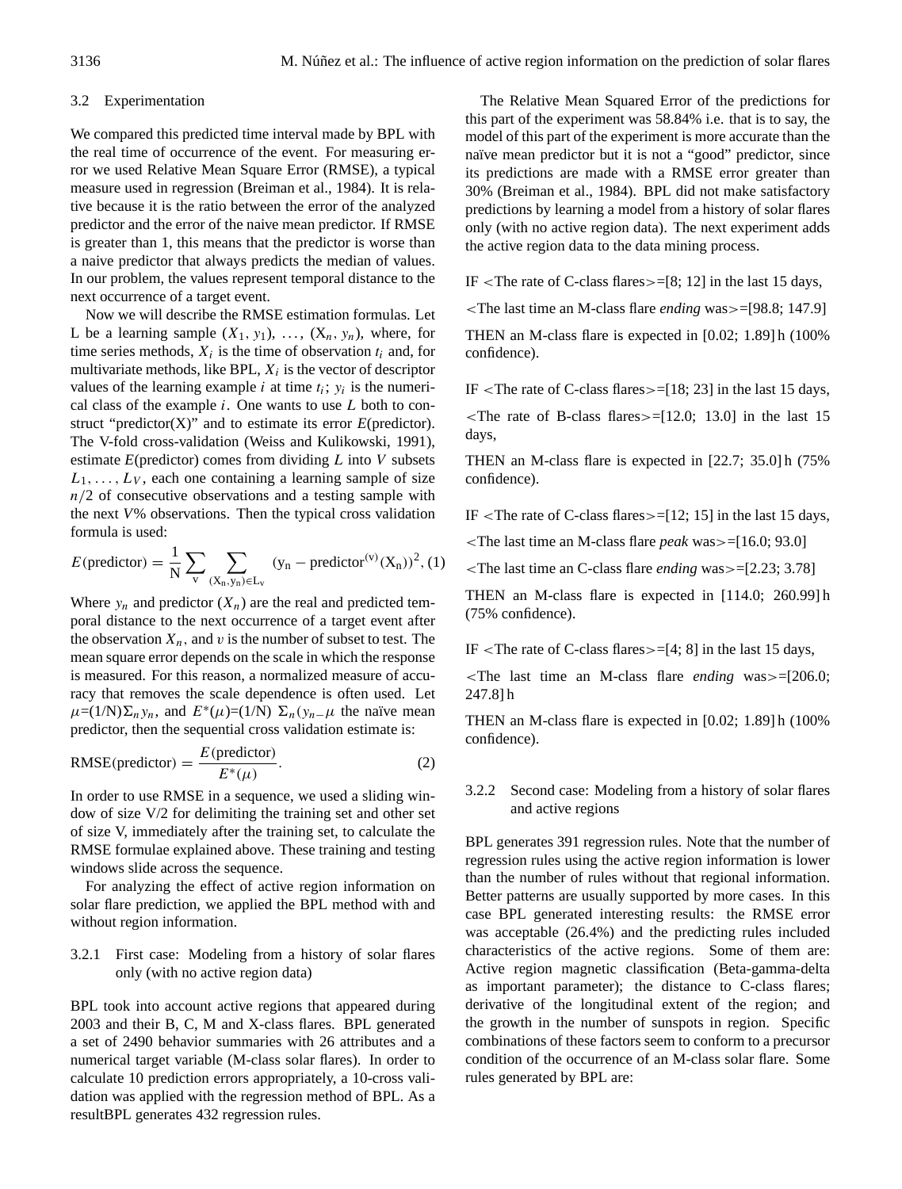### 3.2 Experimentation

We compared this predicted time interval made by BPL with the real time of occurrence of the event. For measuring error we used Relative Mean Square Error (RMSE), a typical measure used in regression (Breiman et al., 1984). It is relative because it is the ratio between the error of the analyzed predictor and the error of the naive mean predictor. If RMSE is greater than 1, this means that the predictor is worse than a naive predictor that always predicts the median of values. In our problem, the values represent temporal distance to the next occurrence of a target event.

Now we will describe the RMSE estimation formulas. Let L be a learning sample $(X_1, y_1), \ldots, (X_n, y_n)$, where, for time series methods, $X_i$ is the time of observation $t_i$ and, for multivariate methods, like BPL, $X_i$ is the vector of descriptor values of the learning example $i$ at time $t_i$; $y_i$ is the numerical class of the example $i$. One wants to use $L$ both to construct "predictor(X)" and to estimate its error $E$(predictor). The V-fold cross-validation (Weiss and Kulikowski, 1991), estimate $E$(predictor) comes from dividing $L$ into $V$ subsets $L_1, \ldots, L_V$, each one containing a learning sample of size $n/2$ of consecutive observations and a testing sample with the next $V$% observations. Then the typical cross validation formula is used:

$$E(\text{predictor}) = \frac{1}{\mathrm{N}} \sum_{\mathrm{v}} \sum_{(\mathrm{X_n}, \mathrm{y_n}) \in \mathrm{L_v}} (\mathrm{y_n} - \text{predictor}^{(\mathrm{v})}(\mathrm{X_n}))^2, \quad (1)$$

Where $y_n$ and predictor $(X_n)$ are the real and predicted temporal distance to the next occurrence of a target event after the observation $X_n$, and $v$ is the number of subset to test. The mean square error depends on the scale in which the response is measured. For this reason, a normalized measure of accuracy that removes the scale dependence is often used. Let $\mu$=(1/N)$\Sigma_n y_n$, and $E^*(\mu)$=(1/N) $\Sigma_n(y_{n-}\mu$ the naïve mean predictor, then the sequential cross validation estimate is:

$$\text{RMSE}(\text{predictor}) = \frac{E(\text{predictor})}{E^*(\mu)}. \quad (2)$$

In order to use RMSE in a sequence, we used a sliding window of size V/2 for delimiting the training set and other set of size V, immediately after the training set, to calculate the RMSE formulae explained above. These training and testing windows slide across the sequence.

For analyzing the effect of active region information on solar flare prediction, we applied the BPL method with and without region information.

#### 3.2.1 First case: Modeling from a history of solar flares only (with no active region data)

BPL took into account active regions that appeared during 2003 and their B, C, M and X-class flares. BPL generated a set of 2490 behavior summaries with 26 attributes and a numerical target variable (M-class solar flares). In order to calculate 10 prediction errors appropriately, a 10-cross validation was applied with the regression method of BPL. As a resultBPL generates 432 regression rules.

The Relative Mean Squared Error of the predictions for this part of the experiment was 58.84% i.e. that is to say, the model of this part of the experiment is more accurate than the naïve mean predictor but it is not a "good" predictor, since its predictions are made with a RMSE error greater than 30% (Breiman et al., 1984). BPL did not make satisfactory predictions by learning a model from a history of solar flares only (with no active region data). The next experiment adds the active region data to the data mining process.

IF <The rate of C-class flares>=[8; 12] in the last 15 days,

<The last time an M-class flare *ending* was>=[98.8; 147.9]

THEN an M-class flare is expected in [0.02; 1.89] h (100% confidence).

IF <The rate of C-class flares>=[18; 23] in the last 15 days,

<The rate of B-class flares>=[12.0; 13.0] in the last 15 days,

THEN an M-class flare is expected in [22.7; 35.0] h (75% confidence).

IF <The rate of C-class flares>=[12; 15] in the last 15 days,

<The last time an M-class flare *peak* was>=[16.0; 93.0]

<The last time an C-class flare *ending* was>=[2.23; 3.78]

THEN an M-class flare is expected in [114.0; 260.99] h (75% confidence).

IF <The rate of C-class flares>=[4; 8] in the last 15 days,

<The last time an M-class flare *ending* was>=[206.0; 247.8] h

THEN an M-class flare is expected in [0.02; 1.89] h (100% confidence).

#### 3.2.2 Second case: Modeling from a history of solar flares and active regions

BPL generates 391 regression rules. Note that the number of regression rules using the active region information is lower than the number of rules without that regional information. Better patterns are usually supported by more cases. In this case BPL generated interesting results: the RMSE error was acceptable (26.4%) and the predicting rules included characteristics of the active regions. Some of them are: Active region magnetic classification (Beta-gamma-delta as important parameter); the distance to C-class flares; derivative of the longitudinal extent of the region; and the growth in the number of sunspots in region. Specific combinations of these factors seem to conform to a precursor condition of the occurrence of an M-class solar flare. Some rules generated by BPL are: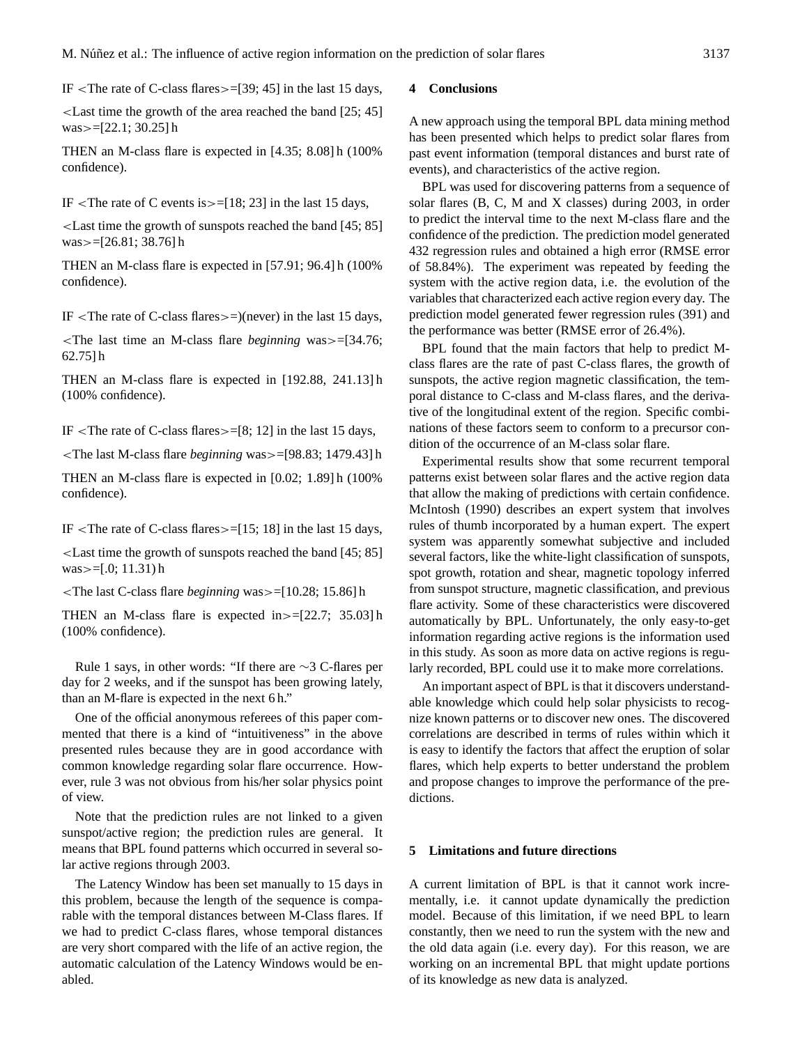IF <The rate of C-class flares>=[39; 45] in the last 15 days,

<Last time the growth of the area reached the band [25; 45] was>=[22.1; 30.25] h

THEN an M-class flare is expected in [4.35; 8.08] h (100% confidence).

IF <The rate of C events is>=[18; 23] in the last 15 days,

<Last time the growth of sunspots reached the band [45; 85] was>=[26.81; 38.76] h

THEN an M-class flare is expected in [57.91; 96.4] h (100% confidence).

IF <The rate of C-class flares>=)(never) in the last 15 days,

<The last time an M-class flare *beginning* was>=[34.76; 62.75] h

THEN an M-class flare is expected in [192.88, 241.13] h (100% confidence).

IF <The rate of C-class flares>=[8; 12] in the last 15 days,

<The last M-class flare *beginning* was>=[98.83; 1479.43] h

THEN an M-class flare is expected in [0.02; 1.89] h (100% confidence).

IF <The rate of C-class flares>=[15; 18] in the last 15 days,

<Last time the growth of sunspots reached the band [45; 85] was>=[.0; 11.31) h

<The last C-class flare *beginning* was>=[10.28; 15.86] h

THEN an M-class flare is expected in>=[22.7; 35.03] h (100% confidence).

Rule 1 says, in other words: "If there are $\sim$3 C-flares per day for 2 weeks, and if the sunspot has been growing lately, than an M-flare is expected in the next 6 h."

One of the official anonymous referees of this paper commented that there is a kind of "intuitiveness" in the above presented rules because they are in good accordance with common knowledge regarding solar flare occurrence. However, rule 3 was not obvious from his/her solar physics point of view.

Note that the prediction rules are not linked to a given sunspot/active region; the prediction rules are general. It means that BPL found patterns which occurred in several solar active regions through 2003.

The Latency Window has been set manually to 15 days in this problem, because the length of the sequence is comparable with the temporal distances between M-Class flares. If we had to predict C-class flares, whose temporal distances are very short compared with the life of an active region, the automatic calculation of the Latency Windows would be enabled.

## 4 Conclusions

A new approach using the temporal BPL data mining method has been presented which helps to predict solar flares from past event information (temporal distances and burst rate of events), and characteristics of the active region.

BPL was used for discovering patterns from a sequence of solar flares (B, C, M and X classes) during 2003, in order to predict the interval time to the next M-class flare and the confidence of the prediction. The prediction model generated 432 regression rules and obtained a high error (RMSE error of 58.84%). The experiment was repeated by feeding the system with the active region data, i.e. the evolution of the variables that characterized each active region every day. The prediction model generated fewer regression rules (391) and the performance was better (RMSE error of 26.4%).

BPL found that the main factors that help to predict M-class flares are the rate of past C-class flares, the growth of sunspots, the active region magnetic classification, the temporal distance to C-class and M-class flares, and the derivative of the longitudinal extent of the region. Specific combinations of these factors seem to conform to a precursor condition of the occurrence of an M-class solar flare.

Experimental results show that some recurrent temporal patterns exist between solar flares and the active region data that allow the making of predictions with certain confidence. McIntosh (1990) describes an expert system that involves rules of thumb incorporated by a human expert. The expert system was apparently somewhat subjective and included several factors, like the white-light classification of sunspots, spot growth, rotation and shear, magnetic topology inferred from sunspot structure, magnetic classification, and previous flare activity. Some of these characteristics were discovered automatically by BPL. Unfortunately, the only easy-to-get information regarding active regions is the information used in this study. As soon as more data on active regions is regularly recorded, BPL could use it to make more correlations.

An important aspect of BPL is that it discovers understandable knowledge which could help solar physicists to recognize known patterns or to discover new ones. The discovered correlations are described in terms of rules within which it is easy to identify the factors that affect the eruption of solar flares, which help experts to better understand the problem and propose changes to improve the performance of the predictions.

## 5 Limitations and future directions

A current limitation of BPL is that it cannot work incrementally, i.e. it cannot update dynamically the prediction model. Because of this limitation, if we need BPL to learn constantly, then we need to run the system with the new and the old data again (i.e. every day). For this reason, we are working on an incremental BPL that might update portions of its knowledge as new data is analyzed.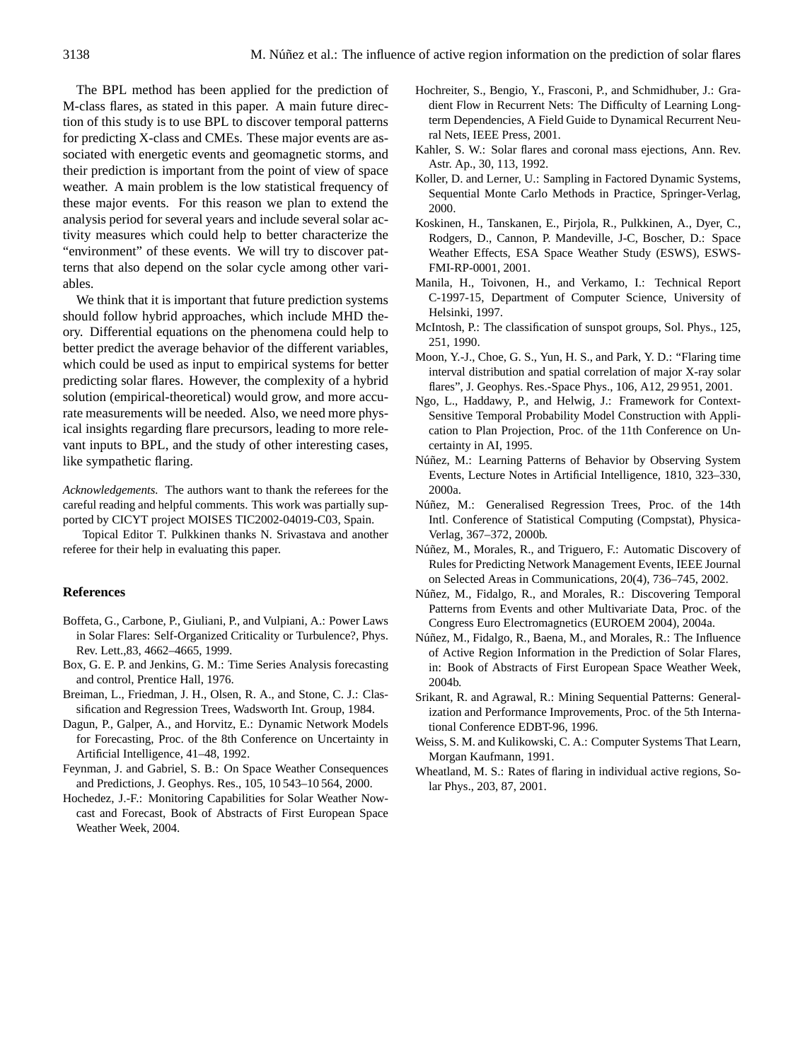The BPL method has been applied for the prediction of M-class flares, as stated in this paper. A main future direction of this study is to use BPL to discover temporal patterns for predicting X-class and CMEs. These major events are associated with energetic events and geomagnetic storms, and their prediction is important from the point of view of space weather. A main problem is the low statistical frequency of these major events. For this reason we plan to extend the analysis period for several years and include several solar activity measures which could help to better characterize the "environment" of these events. We will try to discover patterns that also depend on the solar cycle among other variables.

We think that it is important that future prediction systems should follow hybrid approaches, which include MHD theory. Differential equations on the phenomena could help to better predict the average behavior of the different variables, which could be used as input to empirical systems for better predicting solar flares. However, the complexity of a hybrid solution (empirical-theoretical) would grow, and more accurate measurements will be needed. Also, we need more physical insights regarding flare precursors, leading to more relevant inputs to BPL, and the study of other interesting cases, like sympathetic flaring.

*Acknowledgements.* The authors want to thank the referees for the careful reading and helpful comments. This work was partially supported by CICYT project MOISES TIC2002-04019-C03, Spain.

Topical Editor T. Pulkkinen thanks N. Srivastava and another referee for their help in evaluating this paper.

## References

- Boffeta, G., Carbone, P., Giuliani, P., and Vulpiani, A.: Power Laws in Solar Flares: Self-Organized Criticality or Turbulence?, Phys. Rev. Lett.,83, 4662–4665, 1999.
- Box, G. E. P. and Jenkins, G. M.: Time Series Analysis forecasting and control, Prentice Hall, 1976.
- Breiman, L., Friedman, J. H., Olsen, R. A., and Stone, C. J.: Classification and Regression Trees, Wadsworth Int. Group, 1984.
- Dagun, P., Galper, A., and Horvitz, E.: Dynamic Network Models for Forecasting, Proc. of the 8th Conference on Uncertainty in Artificial Intelligence, 41–48, 1992.
- Feynman, J. and Gabriel, S. B.: On Space Weather Consequences and Predictions, J. Geophys. Res., 105, 10 543–10 564, 2000.
- Hochedez, J.-F.: Monitoring Capabilities for Solar Weather Nowcast and Forecast, Book of Abstracts of First European Space Weather Week, 2004.
- Hochreiter, S., Bengio, Y., Frasconi, P., and Schmidhuber, J.: Gradient Flow in Recurrent Nets: The Difficulty of Learning Long-term Dependencies, A Field Guide to Dynamical Recurrent Neural Nets, IEEE Press, 2001.
- Kahler, S. W.: Solar flares and coronal mass ejections, Ann. Rev. Astr. Ap., 30, 113, 1992.
- Koller, D. and Lerner, U.: Sampling in Factored Dynamic Systems, Sequential Monte Carlo Methods in Practice, Springer-Verlag, 2000.
- Koskinen, H., Tanskanen, E., Pirjola, R., Pulkkinen, A., Dyer, C., Rodgers, D., Cannon, P. Mandeville, J-C, Boscher, D.: Space Weather Effects, ESA Space Weather Study (ESWS), ESWS-FMI-RP-0001, 2001.
- Manila, H., Toivonen, H., and Verkamo, I.: Technical Report C-1997-15, Department of Computer Science, University of Helsinki, 1997.
- McIntosh, P.: The classification of sunspot groups, Sol. Phys., 125, 251, 1990.
- Moon, Y.-J., Choe, G. S., Yun, H. S., and Park, Y. D.: "Flaring time interval distribution and spatial correlation of major X-ray solar flares", J. Geophys. Res.-Space Phys., 106, A12, 29 951, 2001.
- Ngo, L., Haddawy, P., and Helwig, J.: Framework for Context-Sensitive Temporal Probability Model Construction with Application to Plan Projection, Proc. of the 11th Conference on Uncertainty in AI, 1995.
- Núñez, M.: Learning Patterns of Behavior by Observing System Events, Lecture Notes in Artificial Intelligence, 1810, 323–330, 2000a.
- Núñez, M.: Generalised Regression Trees, Proc. of the 14th Intl. Conference of Statistical Computing (Compstat), Physica-Verlag, 367–372, 2000b.
- Núñez, M., Morales, R., and Triguero, F.: Automatic Discovery of Rules for Predicting Network Management Events, IEEE Journal on Selected Areas in Communications, 20(4), 736–745, 2002.
- Núñez, M., Fidalgo, R., and Morales, R.: Discovering Temporal Patterns from Events and other Multivariate Data, Proc. of the Congress Euro Electromagnetics (EUROEM 2004), 2004a.
- Núñez, M., Fidalgo, R., Baena, M., and Morales, R.: The Influence of Active Region Information in the Prediction of Solar Flares, in: Book of Abstracts of First European Space Weather Week, 2004b.
- Srikant, R. and Agrawal, R.: Mining Sequential Patterns: Generalization and Performance Improvements, Proc. of the 5th International Conference EDBT-96, 1996.
- Weiss, S. M. and Kulikowski, C. A.: Computer Systems That Learn, Morgan Kaufmann, 1991.
- Wheatland, M. S.: Rates of flaring in individual active regions, Solar Phys., 203, 87, 2001.